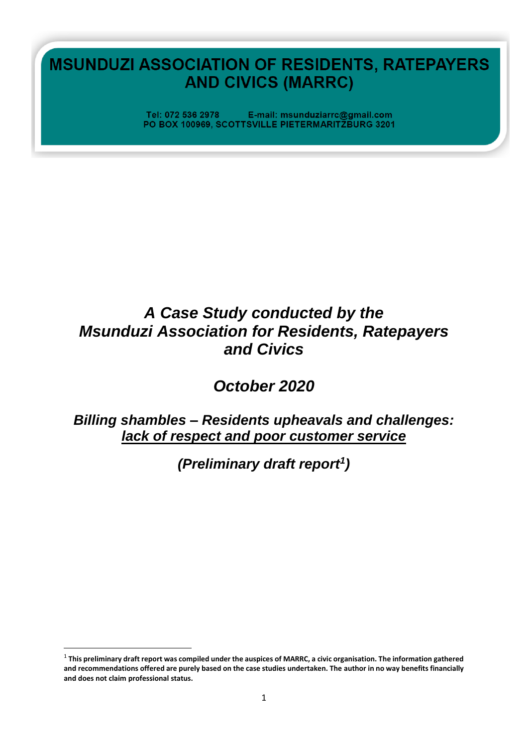# MSUNDUZI ASSOCIATION OF RESIDENTS, RATEPAYERS AND CIVICS (MARRC)

Tel: 072 536 2978 E-mail: msunduziarrc@gmail.com
PO BOX 100969, SCOTTSVILLE PIETERMARITZBURG 3201

## *A Case Study conducted by the Msunduzi Association for Residents, Ratepayers and Civics*

## *October 2020*

### *Billing shambles – Residents upheavals and challenges: lack of respect and poor customer service*

### *(Preliminary draft report[1])*

[1] **This preliminary draft report was compiled under the auspices of MARRC, a civic organisation. The information gathered and recommendations offered are purely based on the case studies undertaken. The author in no way benefits financially and does not claim professional status.**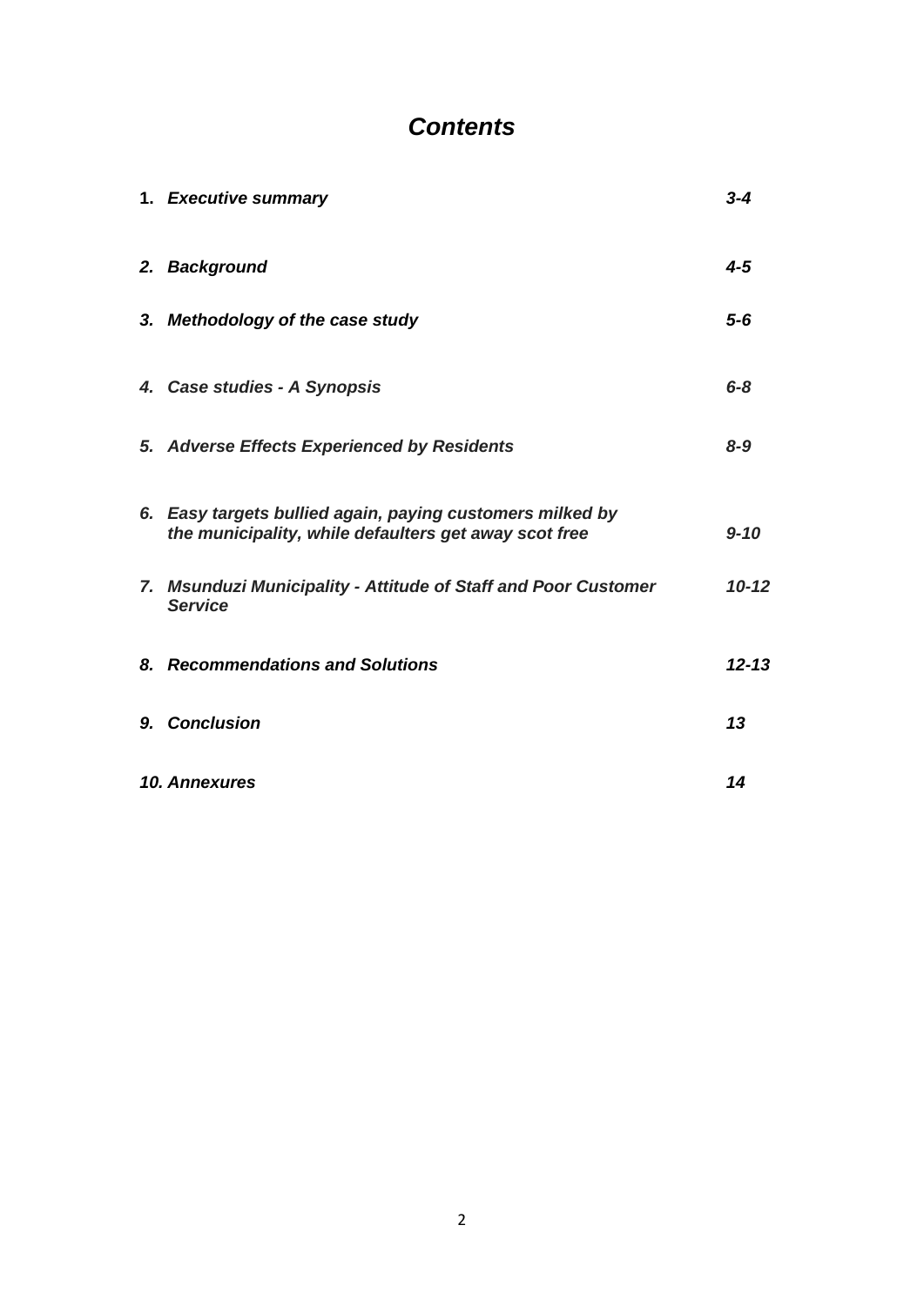# *Contents*

| | |
|---|---|
| 1. ***Executive summary*** | ***3-4*** |
| ***2. Background*** | ***4-5*** |
| ***3. Methodology of the case study*** | ***5-6*** |
| ***4. Case studies - A Synopsis*** | ***6-8*** |
| ***5. Adverse Effects Experienced by Residents*** | ***8-9*** |
| ***6. Easy targets bullied again, paying customers milked by the municipality, while defaulters get away scot free*** | ***9-10*** |
| ***7. Msunduzi Municipality - Attitude of Staff and Poor Customer Service*** | ***10-12*** |
| ***8. Recommendations and Solutions*** | ***12-13*** |
| ***9. Conclusion*** | ***13*** |
| ***10. Annexures*** | ***14*** |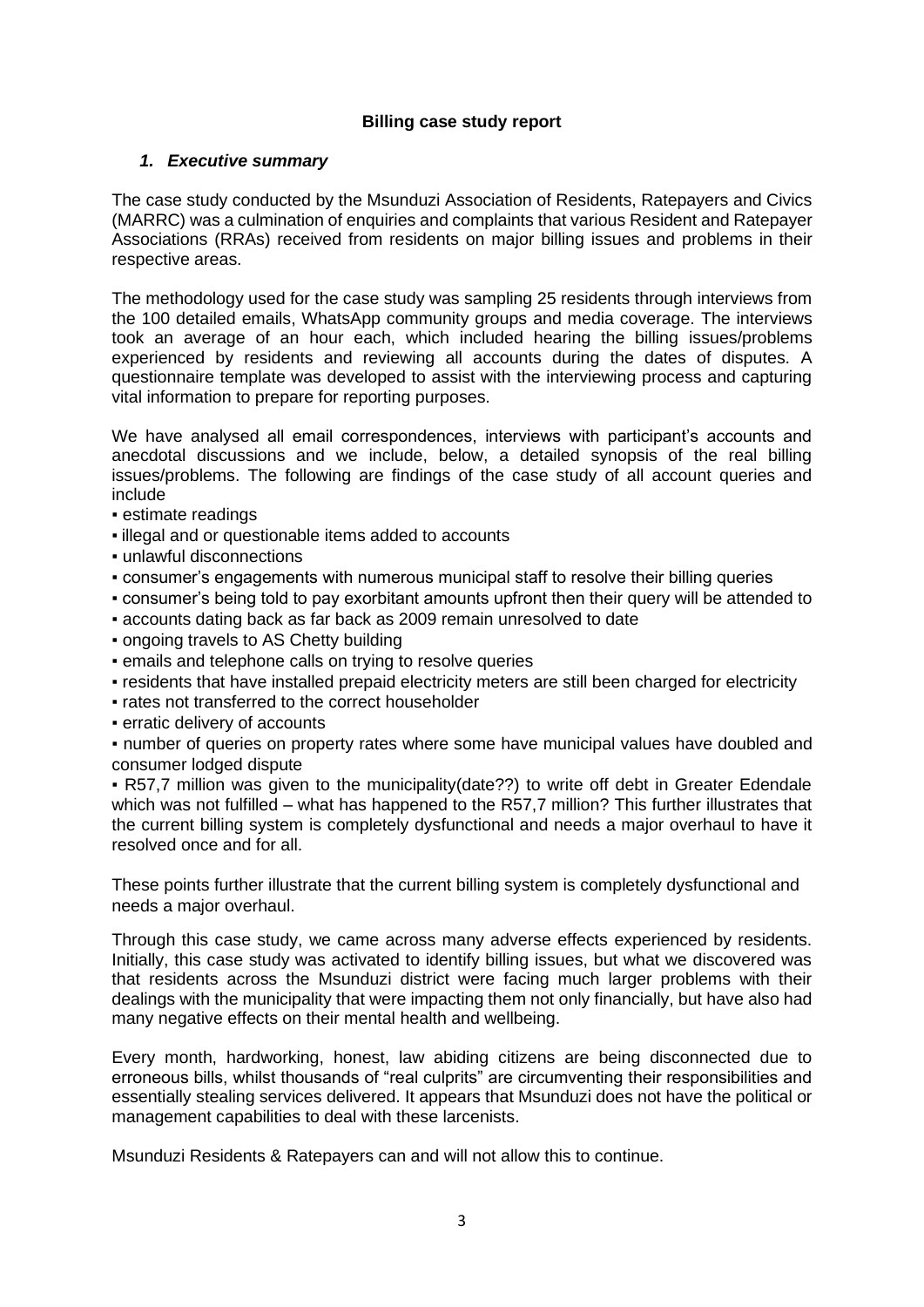**Billing case study report**

## *1. Executive summary*

The case study conducted by the Msunduzi Association of Residents, Ratepayers and Civics (MARRC) was a culmination of enquiries and complaints that various Resident and Ratepayer Associations (RRAs) received from residents on major billing issues and problems in their respective areas.

The methodology used for the case study was sampling 25 residents through interviews from the 100 detailed emails, WhatsApp community groups and media coverage. The interviews took an average of an hour each, which included hearing the billing issues/problems experienced by residents and reviewing all accounts during the dates of disputes. A questionnaire template was developed to assist with the interviewing process and capturing vital information to prepare for reporting purposes.

We have analysed all email correspondences, interviews with participant's accounts and anecdotal discussions and we include, below, a detailed synopsis of the real billing issues/problems. The following are findings of the case study of all account queries and include

- estimate readings
- illegal and or questionable items added to accounts
- unlawful disconnections
- consumer's engagements with numerous municipal staff to resolve their billing queries
- consumer's being told to pay exorbitant amounts upfront then their query will be attended to
- accounts dating back as far back as 2009 remain unresolved to date
- ongoing travels to AS Chetty building
- emails and telephone calls on trying to resolve queries
- residents that have installed prepaid electricity meters are still been charged for electricity
- rates not transferred to the correct householder
- erratic delivery of accounts
- number of queries on property rates where some have municipal values have doubled and consumer lodged dispute
- R57,7 million was given to the municipality(date??) to write off debt in Greater Edendale which was not fulfilled – what has happened to the R57,7 million? This further illustrates that the current billing system is completely dysfunctional and needs a major overhaul to have it resolved once and for all.

These points further illustrate that the current billing system is completely dysfunctional and needs a major overhaul.

Through this case study, we came across many adverse effects experienced by residents. Initially, this case study was activated to identify billing issues, but what we discovered was that residents across the Msunduzi district were facing much larger problems with their dealings with the municipality that were impacting them not only financially, but have also had many negative effects on their mental health and wellbeing.

Every month, hardworking, honest, law abiding citizens are being disconnected due to erroneous bills, whilst thousands of "real culprits" are circumventing their responsibilities and essentially stealing services delivered. It appears that Msunduzi does not have the political or management capabilities to deal with these larcenists.

Msunduzi Residents & Ratepayers can and will not allow this to continue.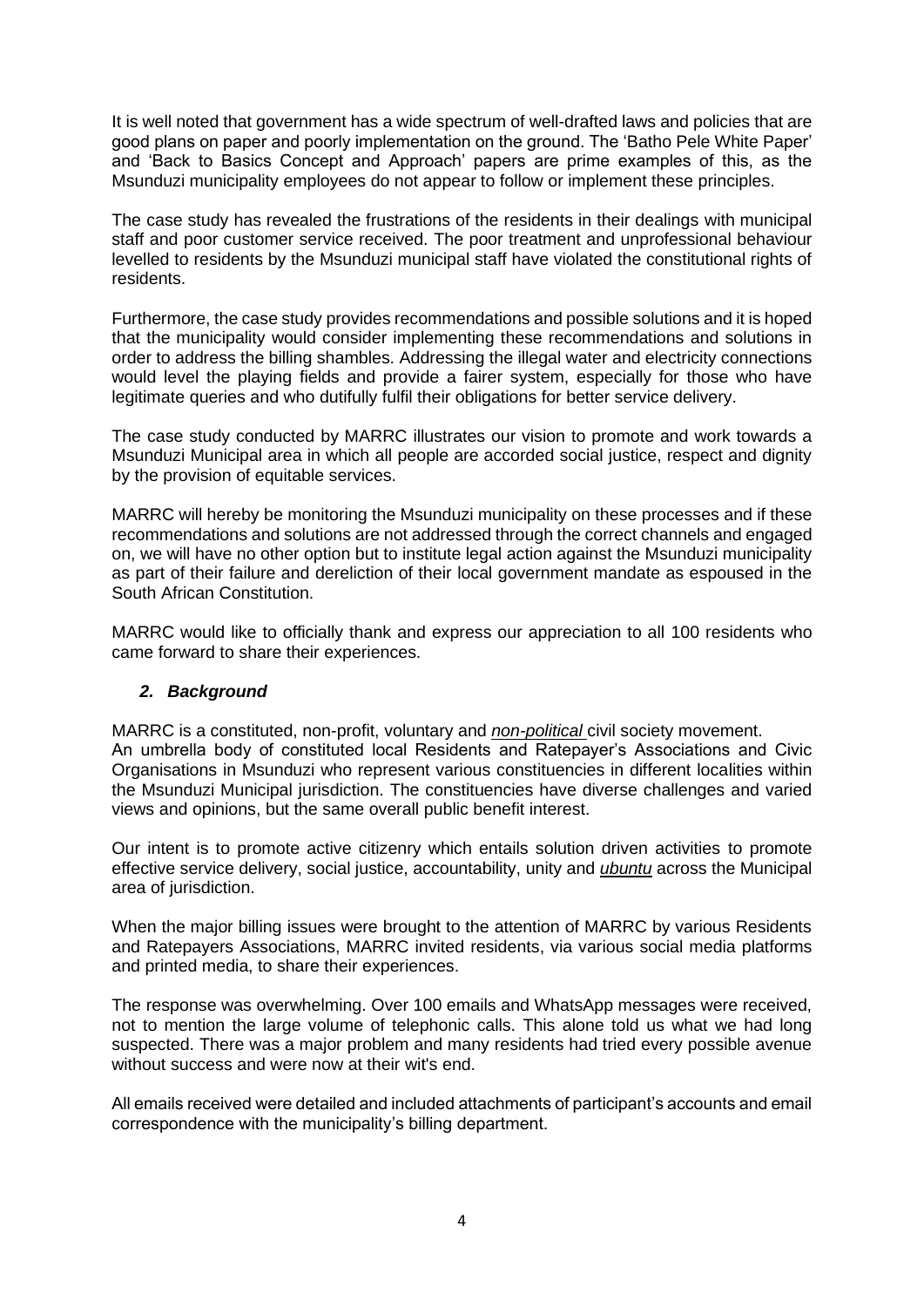It is well noted that government has a wide spectrum of well-drafted laws and policies that are good plans on paper and poorly implementation on the ground. The 'Batho Pele White Paper' and 'Back to Basics Concept and Approach' papers are prime examples of this, as the Msunduzi municipality employees do not appear to follow or implement these principles.

The case study has revealed the frustrations of the residents in their dealings with municipal staff and poor customer service received. The poor treatment and unprofessional behaviour levelled to residents by the Msunduzi municipal staff have violated the constitutional rights of residents.

Furthermore, the case study provides recommendations and possible solutions and it is hoped that the municipality would consider implementing these recommendations and solutions in order to address the billing shambles. Addressing the illegal water and electricity connections would level the playing fields and provide a fairer system, especially for those who have legitimate queries and who dutifully fulfil their obligations for better service delivery.

The case study conducted by MARRC illustrates our vision to promote and work towards a Msunduzi Municipal area in which all people are accorded social justice, respect and dignity by the provision of equitable services.

MARRC will hereby be monitoring the Msunduzi municipality on these processes and if these recommendations and solutions are not addressed through the correct channels and engaged on, we will have no other option but to institute legal action against the Msunduzi municipality as part of their failure and dereliction of their local government mandate as espoused in the South African Constitution.

MARRC would like to officially thank and express our appreciation to all 100 residents who came forward to share their experiences.

## *2. Background*

MARRC is a constituted, non-profit, voluntary and *non-political* civil society movement.
An umbrella body of constituted local Residents and Ratepayer's Associations and Civic Organisations in Msunduzi who represent various constituencies in different localities within the Msunduzi Municipal jurisdiction. The constituencies have diverse challenges and varied views and opinions, but the same overall public benefit interest.

Our intent is to promote active citizenry which entails solution driven activities to promote effective service delivery, social justice, accountability, unity and *ubuntu* across the Municipal area of jurisdiction.

When the major billing issues were brought to the attention of MARRC by various Residents and Ratepayers Associations, MARRC invited residents, via various social media platforms and printed media, to share their experiences.

The response was overwhelming. Over 100 emails and WhatsApp messages were received, not to mention the large volume of telephonic calls. This alone told us what we had long suspected. There was a major problem and many residents had tried every possible avenue without success and were now at their wit's end.

All emails received were detailed and included attachments of participant's accounts and email correspondence with the municipality's billing department.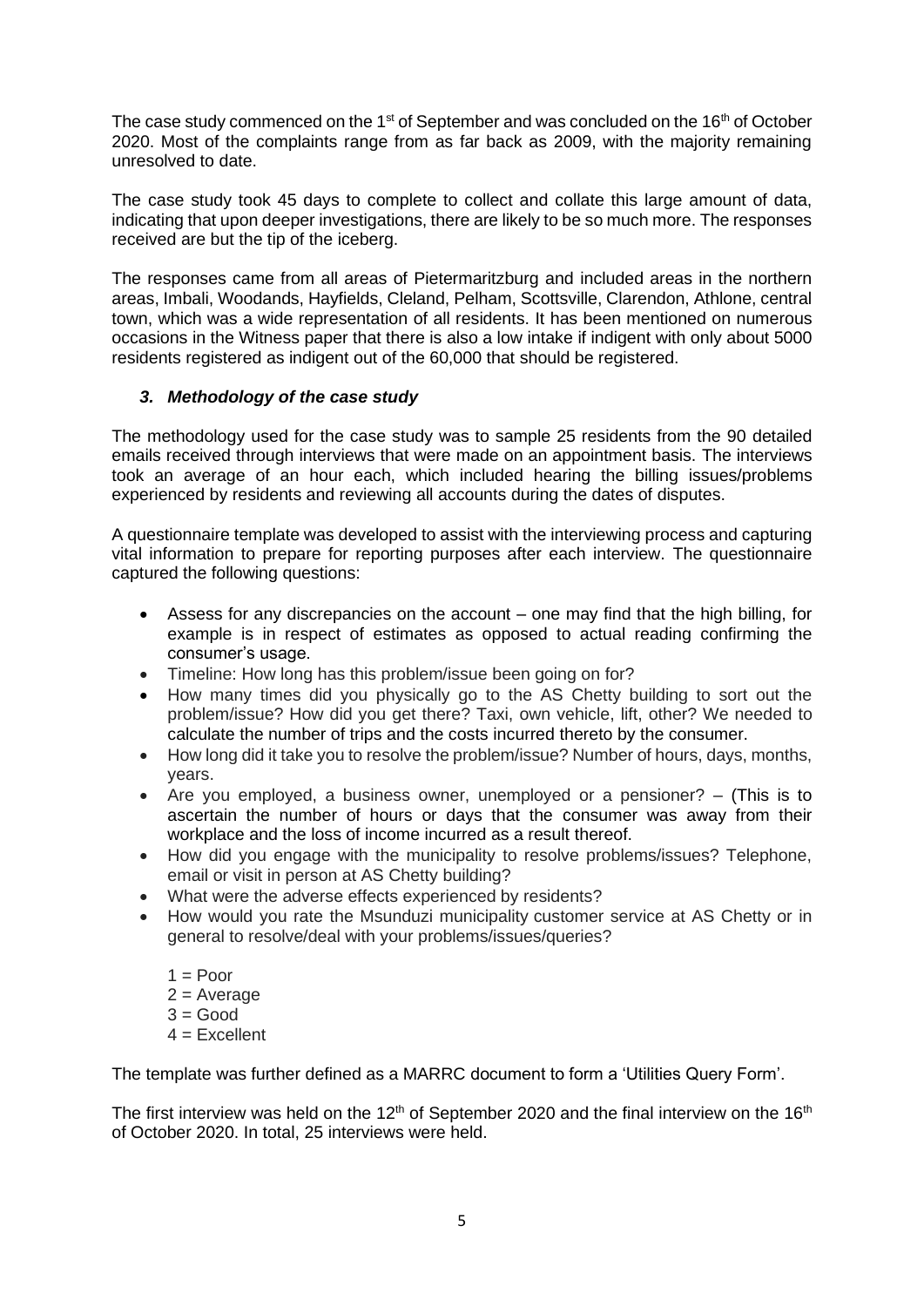The case study commenced on the 1st of September and was concluded on the 16th of October 2020. Most of the complaints range from as far back as 2009, with the majority remaining unresolved to date.

The case study took 45 days to complete to collect and collate this large amount of data, indicating that upon deeper investigations, there are likely to be so much more. The responses received are but the tip of the iceberg.

The responses came from all areas of Pietermaritzburg and included areas in the northern areas, Imbali, Woodands, Hayfields, Cleland, Pelham, Scottsville, Clarendon, Athlone, central town, which was a wide representation of all residents. It has been mentioned on numerous occasions in the Witness paper that there is also a low intake if indigent with only about 5000 residents registered as indigent out of the 60,000 that should be registered.

### *3. Methodology of the case study*

The methodology used for the case study was to sample 25 residents from the 90 detailed emails received through interviews that were made on an appointment basis. The interviews took an average of an hour each, which included hearing the billing issues/problems experienced by residents and reviewing all accounts during the dates of disputes.

A questionnaire template was developed to assist with the interviewing process and capturing vital information to prepare for reporting purposes after each interview. The questionnaire captured the following questions:

- Assess for any discrepancies on the account – one may find that the high billing, for example is in respect of estimates as opposed to actual reading confirming the consumer's usage.
- Timeline: How long has this problem/issue been going on for?
- How many times did you physically go to the AS Chetty building to sort out the problem/issue? How did you get there? Taxi, own vehicle, lift, other? We needed to calculate the number of trips and the costs incurred thereto by the consumer.
- How long did it take you to resolve the problem/issue? Number of hours, days, months, years.
- Are you employed, a business owner, unemployed or a pensioner? – (This is to ascertain the number of hours or days that the consumer was away from their workplace and the loss of income incurred as a result thereof.
- How did you engage with the municipality to resolve problems/issues? Telephone, email or visit in person at AS Chetty building?
- What were the adverse effects experienced by residents?
- How would you rate the Msunduzi municipality customer service at AS Chetty or in general to resolve/deal with your problems/issues/queries?

  1 = Poor
  2 = Average
  3 = Good
  4 = Excellent

The template was further defined as a MARRC document to form a 'Utilities Query Form'.

The first interview was held on the 12th of September 2020 and the final interview on the 16th of October 2020. In total, 25 interviews were held.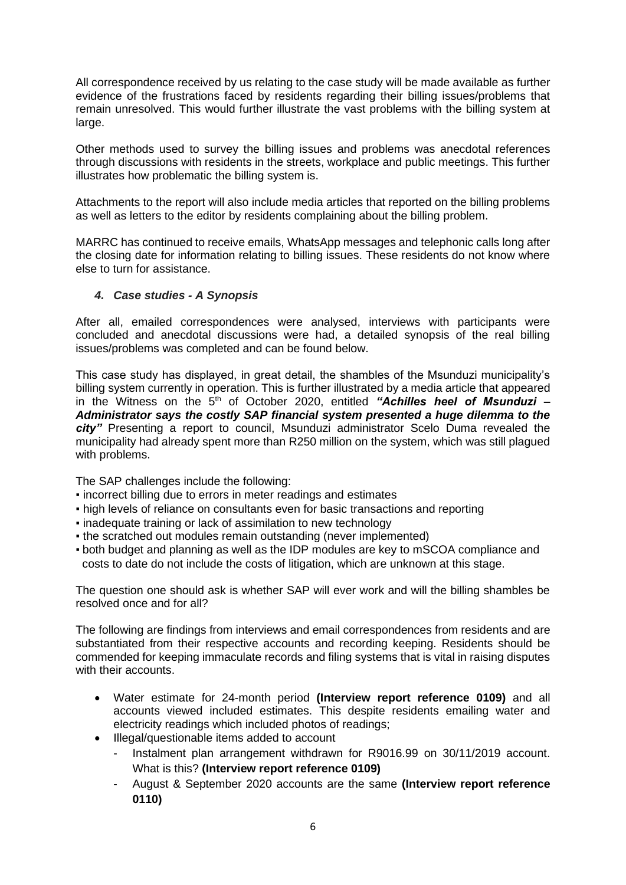All correspondence received by us relating to the case study will be made available as further evidence of the frustrations faced by residents regarding their billing issues/problems that remain unresolved. This would further illustrate the vast problems with the billing system at large.

Other methods used to survey the billing issues and problems was anecdotal references through discussions with residents in the streets, workplace and public meetings. This further illustrates how problematic the billing system is.

Attachments to the report will also include media articles that reported on the billing problems as well as letters to the editor by residents complaining about the billing problem.

MARRC has continued to receive emails, WhatsApp messages and telephonic calls long after the closing date for information relating to billing issues. These residents do not know where else to turn for assistance.

### *4. Case studies - A Synopsis*

After all, emailed correspondences were analysed, interviews with participants were concluded and anecdotal discussions were had, a detailed synopsis of the real billing issues/problems was completed and can be found below.

This case study has displayed, in great detail, the shambles of the Msunduzi municipality's billing system currently in operation. This is further illustrated by a media article that appeared in the Witness on the 5th of October 2020, entitled ***"Achilles heel of Msunduzi – Administrator says the costly SAP financial system presented a huge dilemma to the city"*** Presenting a report to council, Msunduzi administrator Scelo Duma revealed the municipality had already spent more than R250 million on the system, which was still plagued with problems.

The SAP challenges include the following:

- incorrect billing due to errors in meter readings and estimates
- high levels of reliance on consultants even for basic transactions and reporting
- inadequate training or lack of assimilation to new technology
- the scratched out modules remain outstanding (never implemented)
- both budget and planning as well as the IDP modules are key to mSCOA compliance and costs to date do not include the costs of litigation, which are unknown at this stage.

The question one should ask is whether SAP will ever work and will the billing shambles be resolved once and for all?

The following are findings from interviews and email correspondences from residents and are substantiated from their respective accounts and recording keeping. Residents should be commended for keeping immaculate records and filing systems that is vital in raising disputes with their accounts.

- Water estimate for 24-month period **(Interview report reference 0109)** and all accounts viewed included estimates. This despite residents emailing water and electricity readings which included photos of readings;
- Illegal/questionable items added to account
  - Instalment plan arrangement withdrawn for R9016.99 on 30/11/2019 account. What is this? **(Interview report reference 0109)**
  - August & September 2020 accounts are the same **(Interview report reference 0110)**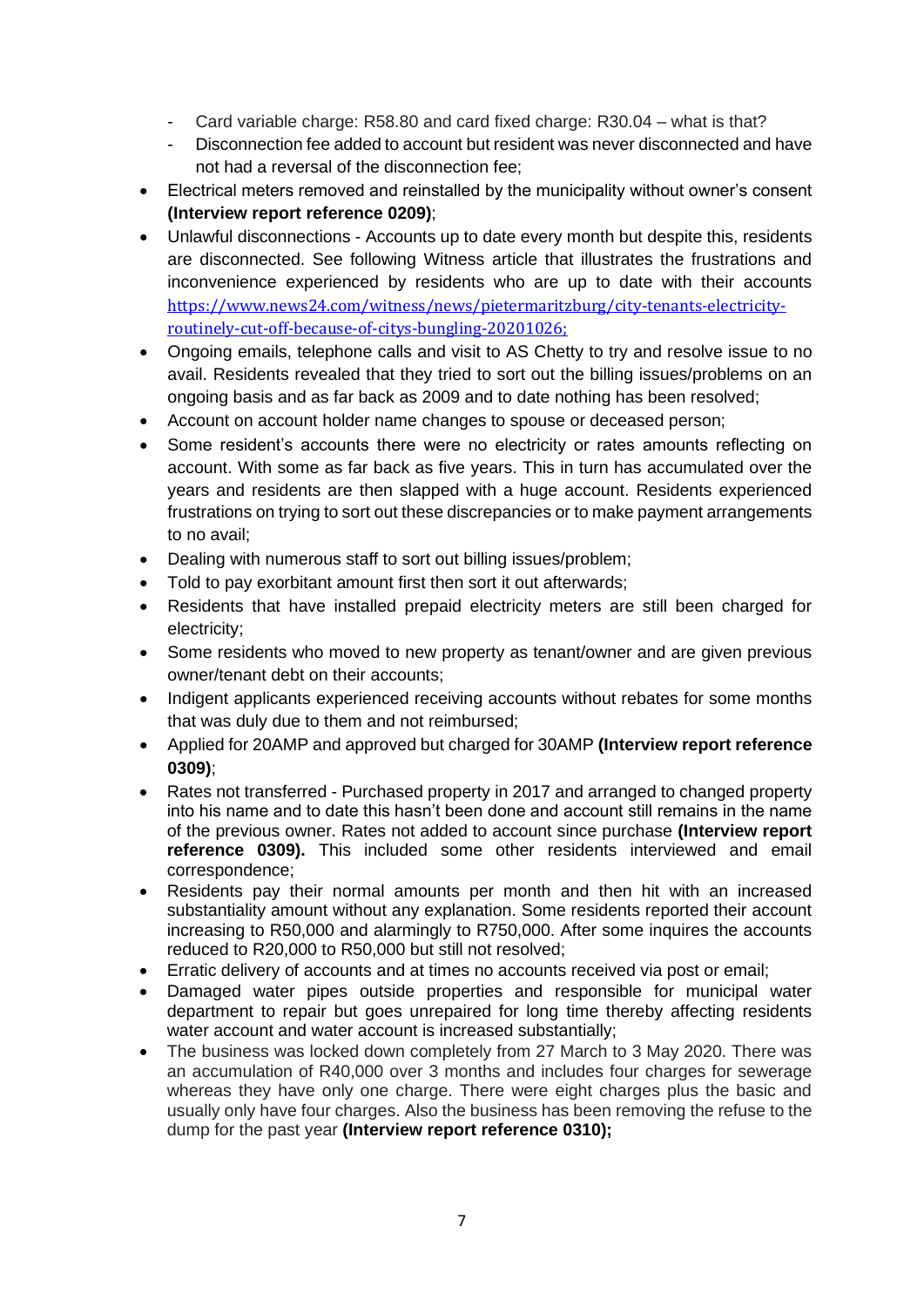- Card variable charge: R58.80 and card fixed charge: R30.04 – what is that?
  - Disconnection fee added to account but resident was never disconnected and have not had a reversal of the disconnection fee;
- Electrical meters removed and reinstalled by the municipality without owner's consent **(Interview report reference 0209)**;
- Unlawful disconnections - Accounts up to date every month but despite this, residents are disconnected. See following Witness article that illustrates the frustrations and inconvenience experienced by residents who are up to date with their accounts https://www.news24.com/witness/news/pietermaritzburg/city-tenants-electricity-routinely-cut-off-because-of-citys-bungling-20201026;
- Ongoing emails, telephone calls and visit to AS Chetty to try and resolve issue to no avail. Residents revealed that they tried to sort out the billing issues/problems on an ongoing basis and as far back as 2009 and to date nothing has been resolved;
- Account on account holder name changes to spouse or deceased person;
- Some resident's accounts there were no electricity or rates amounts reflecting on account. With some as far back as five years. This in turn has accumulated over the years and residents are then slapped with a huge account. Residents experienced frustrations on trying to sort out these discrepancies or to make payment arrangements to no avail;
- Dealing with numerous staff to sort out billing issues/problem;
- Told to pay exorbitant amount first then sort it out afterwards;
- Residents that have installed prepaid electricity meters are still been charged for electricity;
- Some residents who moved to new property as tenant/owner and are given previous owner/tenant debt on their accounts;
- Indigent applicants experienced receiving accounts without rebates for some months that was duly due to them and not reimbursed;
- Applied for 20AMP and approved but charged for 30AMP **(Interview report reference 0309)**;
- Rates not transferred - Purchased property in 2017 and arranged to changed property into his name and to date this hasn't been done and account still remains in the name of the previous owner. Rates not added to account since purchase **(Interview report reference 0309).** This included some other residents interviewed and email correspondence;
- Residents pay their normal amounts per month and then hit with an increased substantiality amount without any explanation. Some residents reported their account increasing to R50,000 and alarmingly to R750,000. After some inquires the accounts reduced to R20,000 to R50,000 but still not resolved;
- Erratic delivery of accounts and at times no accounts received via post or email;
- Damaged water pipes outside properties and responsible for municipal water department to repair but goes unrepaired for long time thereby affecting residents water account and water account is increased substantially;
- The business was locked down completely from 27 March to 3 May 2020. There was an accumulation of R40,000 over 3 months and includes four charges for sewerage whereas they have only one charge. There were eight charges plus the basic and usually only have four charges. Also the business has been removing the refuse to the dump for the past year **(Interview report reference 0310);**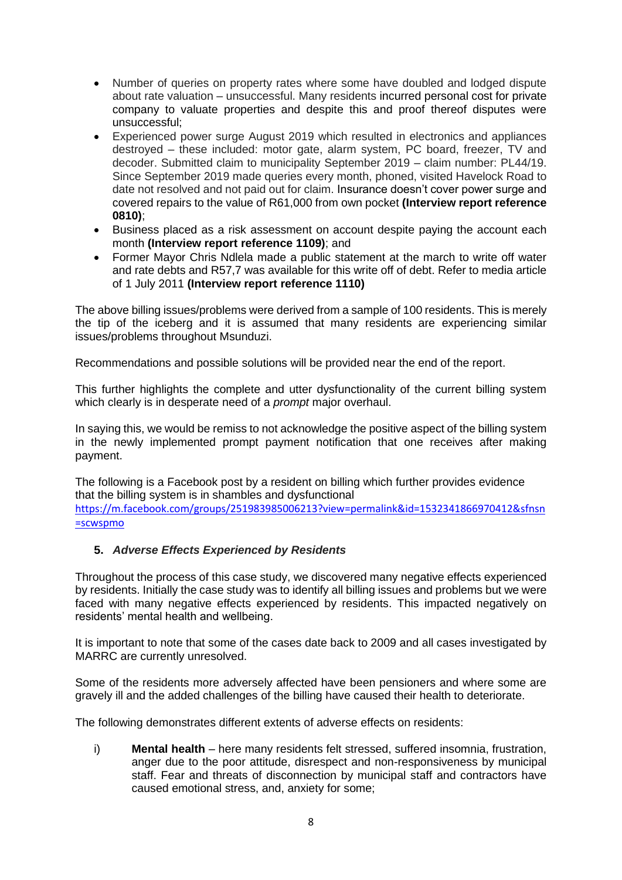- Number of queries on property rates where some have doubled and lodged dispute about rate valuation – unsuccessful. Many residents incurred personal cost for private company to valuate properties and despite this and proof thereof disputes were unsuccessful;
- Experienced power surge August 2019 which resulted in electronics and appliances destroyed – these included: motor gate, alarm system, PC board, freezer, TV and decoder. Submitted claim to municipality September 2019 – claim number: PL44/19. Since September 2019 made queries every month, phoned, visited Havelock Road to date not resolved and not paid out for claim. Insurance doesn't cover power surge and covered repairs to the value of R61,000 from own pocket **(Interview report reference 0810)**;
- Business placed as a risk assessment on account despite paying the account each month **(Interview report reference 1109)**; and
- Former Mayor Chris Ndlela made a public statement at the march to write off water and rate debts and R57,7 was available for this write off of debt. Refer to media article of 1 July 2011 **(Interview report reference 1110)**

The above billing issues/problems were derived from a sample of 100 residents. This is merely the tip of the iceberg and it is assumed that many residents are experiencing similar issues/problems throughout Msunduzi.

Recommendations and possible solutions will be provided near the end of the report.

This further highlights the complete and utter dysfunctionality of the current billing system which clearly is in desperate need of a *prompt* major overhaul.

In saying this, we would be remiss to not acknowledge the positive aspect of the billing system in the newly implemented prompt payment notification that one receives after making payment.

The following is a Facebook post by a resident on billing which further provides evidence that the billing system is in shambles and dysfunctional
https://m.facebook.com/groups/251983985006213?view=permalink&id=1532341866970412&sfnsn=scwspmo

### 5. *Adverse Effects Experienced by Residents*

Throughout the process of this case study, we discovered many negative effects experienced by residents. Initially the case study was to identify all billing issues and problems but we were faced with many negative effects experienced by residents. This impacted negatively on residents' mental health and wellbeing.

It is important to note that some of the cases date back to 2009 and all cases investigated by MARRC are currently unresolved.

Some of the residents more adversely affected have been pensioners and where some are gravely ill and the added challenges of the billing have caused their health to deteriorate.

The following demonstrates different extents of adverse effects on residents:

i) **Mental health** – here many residents felt stressed, suffered insomnia, frustration, anger due to the poor attitude, disrespect and non-responsiveness by municipal staff. Fear and threats of disconnection by municipal staff and contractors have caused emotional stress, and, anxiety for some;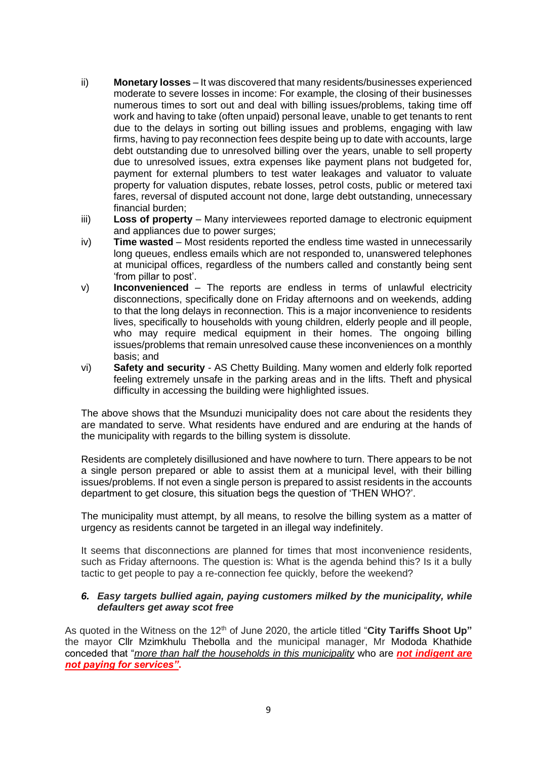ii) **Monetary losses** – It was discovered that many residents/businesses experienced moderate to severe losses in income: For example, the closing of their businesses numerous times to sort out and deal with billing issues/problems, taking time off work and having to take (often unpaid) personal leave, unable to get tenants to rent due to the delays in sorting out billing issues and problems, engaging with law firms, having to pay reconnection fees despite being up to date with accounts, large debt outstanding due to unresolved billing over the years, unable to sell property due to unresolved issues, extra expenses like payment plans not budgeted for, payment for external plumbers to test water leakages and valuator to valuate property for valuation disputes, rebate losses, petrol costs, public or metered taxi fares, reversal of disputed account not done, large debt outstanding, unnecessary financial burden;

iii) **Loss of property** – Many interviewees reported damage to electronic equipment and appliances due to power surges;

iv) **Time wasted** – Most residents reported the endless time wasted in unnecessarily long queues, endless emails which are not responded to, unanswered telephones at municipal offices, regardless of the numbers called and constantly being sent 'from pillar to post'.

v) **Inconvenienced** – The reports are endless in terms of unlawful electricity disconnections, specifically done on Friday afternoons and on weekends, adding to that the long delays in reconnection. This is a major inconvenience to residents lives, specifically to households with young children, elderly people and ill people, who may require medical equipment in their homes. The ongoing billing issues/problems that remain unresolved cause these inconveniences on a monthly basis; and

vi) **Safety and security** - AS Chetty Building. Many women and elderly folk reported feeling extremely unsafe in the parking areas and in the lifts. Theft and physical difficulty in accessing the building were highlighted issues.

The above shows that the Msunduzi municipality does not care about the residents they are mandated to serve. What residents have endured and are enduring at the hands of the municipality with regards to the billing system is dissolute.

Residents are completely disillusioned and have nowhere to turn. There appears to be not a single person prepared or able to assist them at a municipal level, with their billing issues/problems. If not even a single person is prepared to assist residents in the accounts department to get closure, this situation begs the question of 'THEN WHO?'.

The municipality must attempt, by all means, to resolve the billing system as a matter of urgency as residents cannot be targeted in an illegal way indefinitely.

It seems that disconnections are planned for times that most inconvenience residents, such as Friday afternoons. The question is: What is the agenda behind this? Is it a bully tactic to get people to pay a re-connection fee quickly, before the weekend?

### *6. Easy targets bullied again, paying customers milked by the municipality, while defaulters get away scot free*

As quoted in the Witness on the 12th of June 2020, the article titled "**City Tariffs Shoot Up"** the mayor Cllr Mzimkhulu Thebolla and the municipal manager, Mr Mododa Khathide conceded that "*more than half the households in this municipality* who are ***not indigent are not paying for services"*.**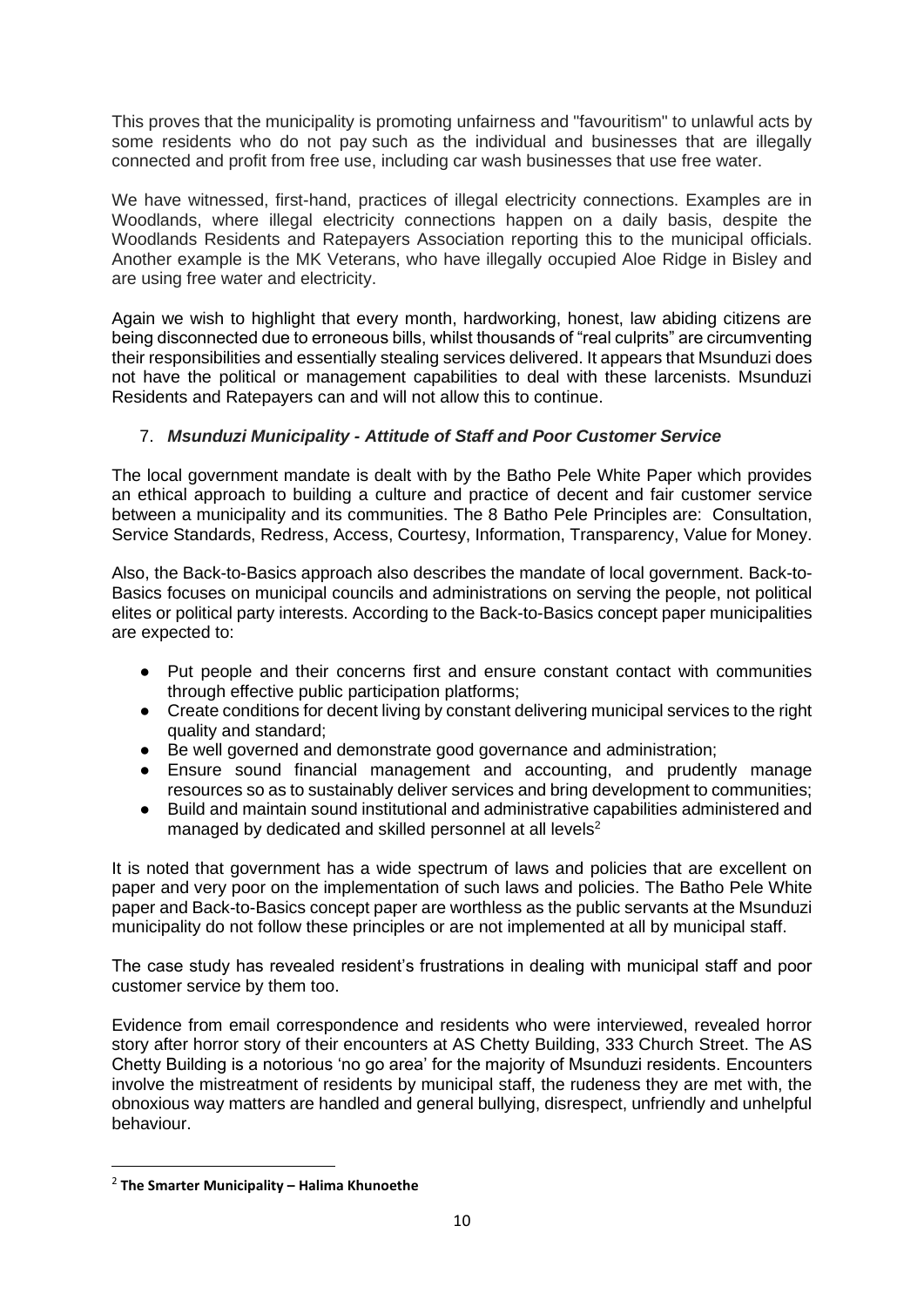This proves that the municipality is promoting unfairness and "favouritism" to unlawful acts by some residents who do not pay such as the individual and businesses that are illegally connected and profit from free use, including car wash businesses that use free water.

We have witnessed, first-hand, practices of illegal electricity connections. Examples are in Woodlands, where illegal electricity connections happen on a daily basis, despite the Woodlands Residents and Ratepayers Association reporting this to the municipal officials. Another example is the MK Veterans, who have illegally occupied Aloe Ridge in Bisley and are using free water and electricity.

Again we wish to highlight that every month, hardworking, honest, law abiding citizens are being disconnected due to erroneous bills, whilst thousands of "real culprits" are circumventing their responsibilities and essentially stealing services delivered. It appears that Msunduzi does not have the political or management capabilities to deal with these larcenists. Msunduzi Residents and Ratepayers can and will not allow this to continue.

### 7. ***Msunduzi Municipality - Attitude of Staff and Poor Customer Service***

The local government mandate is dealt with by the Batho Pele White Paper which provides an ethical approach to building a culture and practice of decent and fair customer service between a municipality and its communities. The 8 Batho Pele Principles are: Consultation, Service Standards, Redress, Access, Courtesy, Information, Transparency, Value for Money.

Also, the Back-to-Basics approach also describes the mandate of local government. Back-to-Basics focuses on municipal councils and administrations on serving the people, not political elites or political party interests. According to the Back-to-Basics concept paper municipalities are expected to:

- Put people and their concerns first and ensure constant contact with communities through effective public participation platforms;
- Create conditions for decent living by constant delivering municipal services to the right quality and standard;
- Be well governed and demonstrate good governance and administration;
- Ensure sound financial management and accounting, and prudently manage resources so as to sustainably deliver services and bring development to communities;
- Build and maintain sound institutional and administrative capabilities administered and managed by dedicated and skilled personnel at all levels[2]

It is noted that government has a wide spectrum of laws and policies that are excellent on paper and very poor on the implementation of such laws and policies. The Batho Pele White paper and Back-to-Basics concept paper are worthless as the public servants at the Msunduzi municipality do not follow these principles or are not implemented at all by municipal staff.

The case study has revealed resident's frustrations in dealing with municipal staff and poor customer service by them too.

Evidence from email correspondence and residents who were interviewed, revealed horror story after horror story of their encounters at AS Chetty Building, 333 Church Street. The AS Chetty Building is a notorious 'no go area' for the majority of Msunduzi residents. Encounters involve the mistreatment of residents by municipal staff, the rudeness they are met with, the obnoxious way matters are handled and general bullying, disrespect, unfriendly and unhelpful behaviour.

---

[2] **The Smarter Municipality – Halima Khunoethe**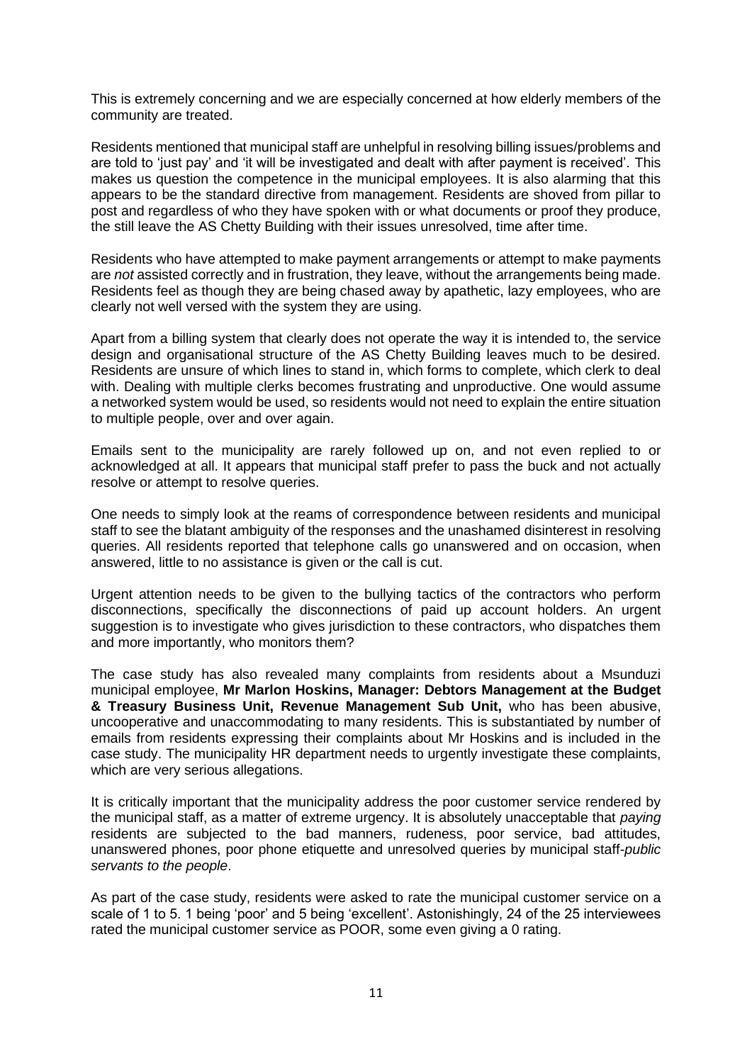This is extremely concerning and we are especially concerned at how elderly members of the community are treated.

Residents mentioned that municipal staff are unhelpful in resolving billing issues/problems and are told to 'just pay' and 'it will be investigated and dealt with after payment is received'. This makes us question the competence in the municipal employees. It is also alarming that this appears to be the standard directive from management. Residents are shoved from pillar to post and regardless of who they have spoken with or what documents or proof they produce, the still leave the AS Chetty Building with their issues unresolved, time after time.

Residents who have attempted to make payment arrangements or attempt to make payments are *not* assisted correctly and in frustration, they leave, without the arrangements being made. Residents feel as though they are being chased away by apathetic, lazy employees, who are clearly not well versed with the system they are using.

Apart from a billing system that clearly does not operate the way it is intended to, the service design and organisational structure of the AS Chetty Building leaves much to be desired. Residents are unsure of which lines to stand in, which forms to complete, which clerk to deal with. Dealing with multiple clerks becomes frustrating and unproductive. One would assume a networked system would be used, so residents would not need to explain the entire situation to multiple people, over and over again.

Emails sent to the municipality are rarely followed up on, and not even replied to or acknowledged at all. It appears that municipal staff prefer to pass the buck and not actually resolve or attempt to resolve queries.

One needs to simply look at the reams of correspondence between residents and municipal staff to see the blatant ambiguity of the responses and the unashamed disinterest in resolving queries. All residents reported that telephone calls go unanswered and on occasion, when answered, little to no assistance is given or the call is cut.

Urgent attention needs to be given to the bullying tactics of the contractors who perform disconnections, specifically the disconnections of paid up account holders. An urgent suggestion is to investigate who gives jurisdiction to these contractors, who dispatches them and more importantly, who monitors them?

The case study has also revealed many complaints from residents about a Msunduzi municipal employee, **Mr Marlon Hoskins, Manager: Debtors Management at the Budget & Treasury Business Unit, Revenue Management Sub Unit,** who has been abusive, uncooperative and unaccommodating to many residents. This is substantiated by number of emails from residents expressing their complaints about Mr Hoskins and is included in the case study. The municipality HR department needs to urgently investigate these complaints, which are very serious allegations.

It is critically important that the municipality address the poor customer service rendered by the municipal staff, as a matter of extreme urgency. It is absolutely unacceptable that *paying* residents are subjected to the bad manners, rudeness, poor service, bad attitudes, unanswered phones, poor phone etiquette and unresolved queries by municipal staff-*public servants to the people*.

As part of the case study, residents were asked to rate the municipal customer service on a scale of 1 to 5. 1 being 'poor' and 5 being 'excellent'. Astonishingly, 24 of the 25 interviewees rated the municipal customer service as POOR, some even giving a 0 rating.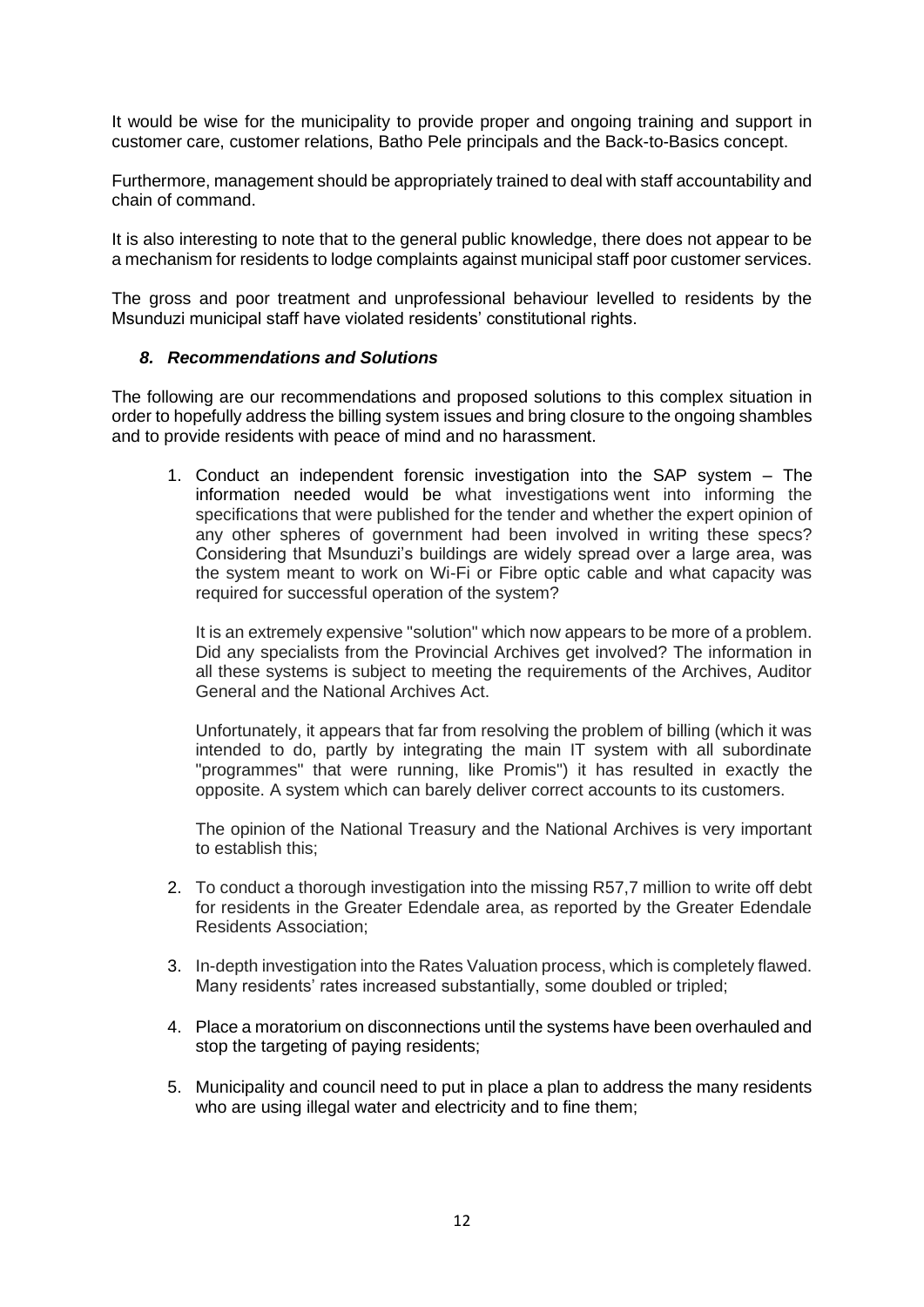It would be wise for the municipality to provide proper and ongoing training and support in customer care, customer relations, Batho Pele principals and the Back-to-Basics concept.

Furthermore, management should be appropriately trained to deal with staff accountability and chain of command.

It is also interesting to note that to the general public knowledge, there does not appear to be a mechanism for residents to lodge complaints against municipal staff poor customer services.

The gross and poor treatment and unprofessional behaviour levelled to residents by the Msunduzi municipal staff have violated residents' constitutional rights.

### *8. Recommendations and Solutions*

The following are our recommendations and proposed solutions to this complex situation in order to hopefully address the billing system issues and bring closure to the ongoing shambles and to provide residents with peace of mind and no harassment.

1. Conduct an independent forensic investigation into the SAP system – The information needed would be what investigations went into informing the specifications that were published for the tender and whether the expert opinion of any other spheres of government had been involved in writing these specs? Considering that Msunduzi's buildings are widely spread over a large area, was the system meant to work on Wi-Fi or Fibre optic cable and what capacity was required for successful operation of the system?

   It is an extremely expensive "solution" which now appears to be more of a problem. Did any specialists from the Provincial Archives get involved? The information in all these systems is subject to meeting the requirements of the Archives, Auditor General and the National Archives Act.

   Unfortunately, it appears that far from resolving the problem of billing (which it was intended to do, partly by integrating the main IT system with all subordinate "programmes" that were running, like Promis") it has resulted in exactly the opposite. A system which can barely deliver correct accounts to its customers.

   The opinion of the National Treasury and the National Archives is very important to establish this;

2. To conduct a thorough investigation into the missing R57,7 million to write off debt for residents in the Greater Edendale area, as reported by the Greater Edendale Residents Association;

3. In-depth investigation into the Rates Valuation process, which is completely flawed. Many residents' rates increased substantially, some doubled or tripled;

4. Place a moratorium on disconnections until the systems have been overhauled and stop the targeting of paying residents;

5. Municipality and council need to put in place a plan to address the many residents who are using illegal water and electricity and to fine them;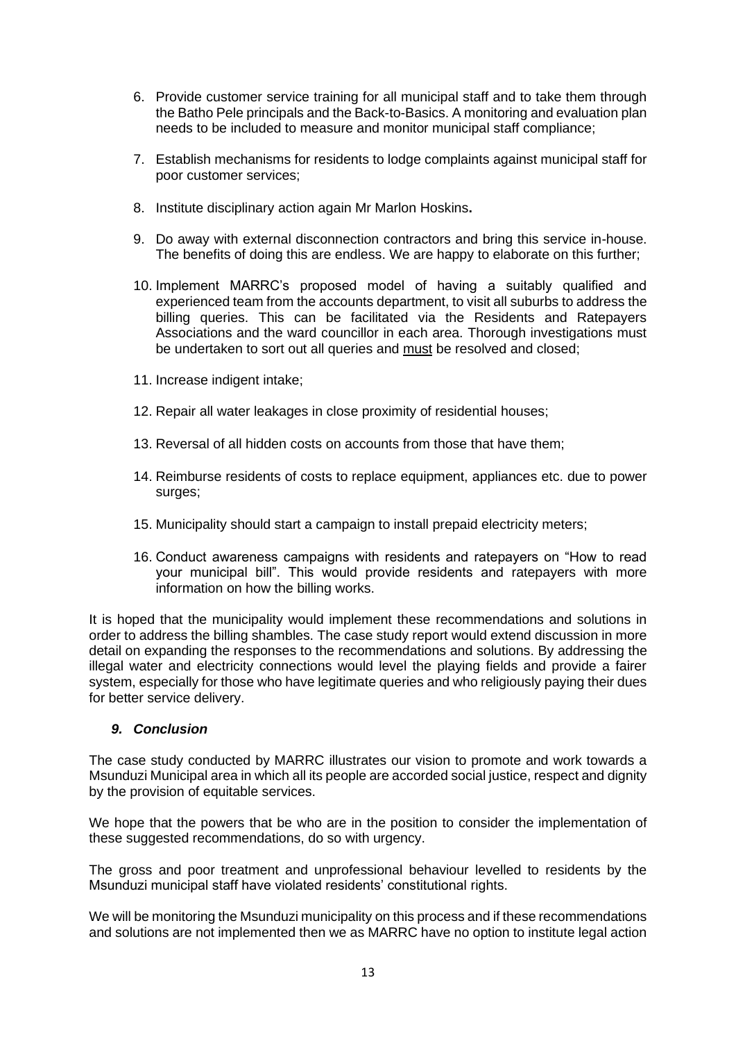6. Provide customer service training for all municipal staff and to take them through the Batho Pele principals and the Back-to-Basics. A monitoring and evaluation plan needs to be included to measure and monitor municipal staff compliance;

7. Establish mechanisms for residents to lodge complaints against municipal staff for poor customer services;

8. Institute disciplinary action again Mr Marlon Hoskins**.**

9. Do away with external disconnection contractors and bring this service in-house. The benefits of doing this are endless. We are happy to elaborate on this further;

10. Implement MARRC's proposed model of having a suitably qualified and experienced team from the accounts department, to visit all suburbs to address the billing queries. This can be facilitated via the Residents and Ratepayers Associations and the ward councillor in each area. Thorough investigations must be undertaken to sort out all queries and <u>must</u> be resolved and closed;

11. Increase indigent intake;

12. Repair all water leakages in close proximity of residential houses;

13. Reversal of all hidden costs on accounts from those that have them;

14. Reimburse residents of costs to replace equipment, appliances etc. due to power surges;

15. Municipality should start a campaign to install prepaid electricity meters;

16. Conduct awareness campaigns with residents and ratepayers on "How to read your municipal bill". This would provide residents and ratepayers with more information on how the billing works.

It is hoped that the municipality would implement these recommendations and solutions in order to address the billing shambles. The case study report would extend discussion in more detail on expanding the responses to the recommendations and solutions. By addressing the illegal water and electricity connections would level the playing fields and provide a fairer system, especially for those who have legitimate queries and who religiously paying their dues for better service delivery.

### *9. Conclusion*

The case study conducted by MARRC illustrates our vision to promote and work towards a Msunduzi Municipal area in which all its people are accorded social justice, respect and dignity by the provision of equitable services.

We hope that the powers that be who are in the position to consider the implementation of these suggested recommendations, do so with urgency.

The gross and poor treatment and unprofessional behaviour levelled to residents by the Msunduzi municipal staff have violated residents' constitutional rights.

We will be monitoring the Msunduzi municipality on this process and if these recommendations and solutions are not implemented then we as MARRC have no option to institute legal action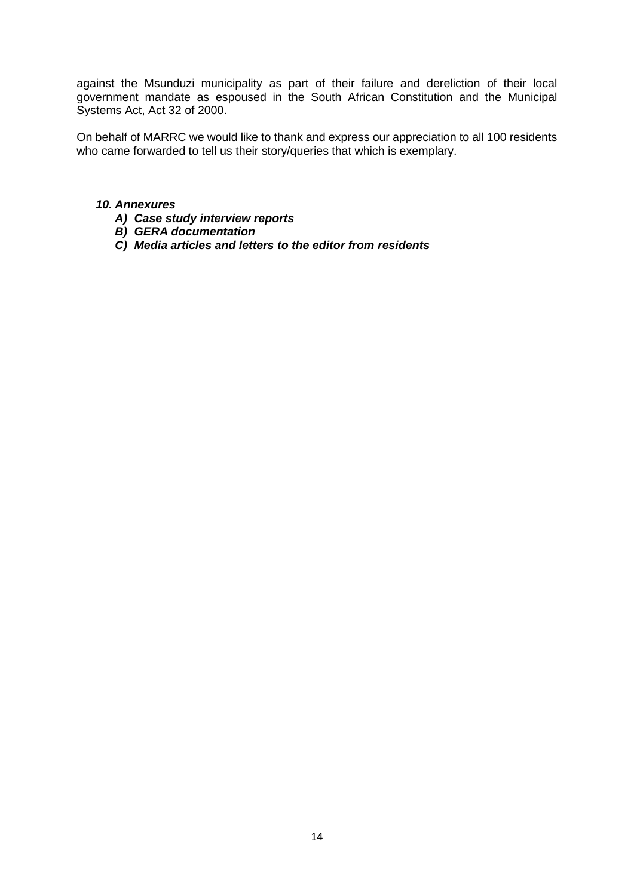against the Msunduzi municipality as part of their failure and dereliction of their local government mandate as espoused in the South African Constitution and the Municipal Systems Act, Act 32 of 2000.

On behalf of MARRC we would like to thank and express our appreciation to all 100 residents who came forwarded to tell us their story/queries that which is exemplary.

***10. Annexures***

***A) Case study interview reports***

***B) GERA documentation***

***C) Media articles and letters to the editor from residents***